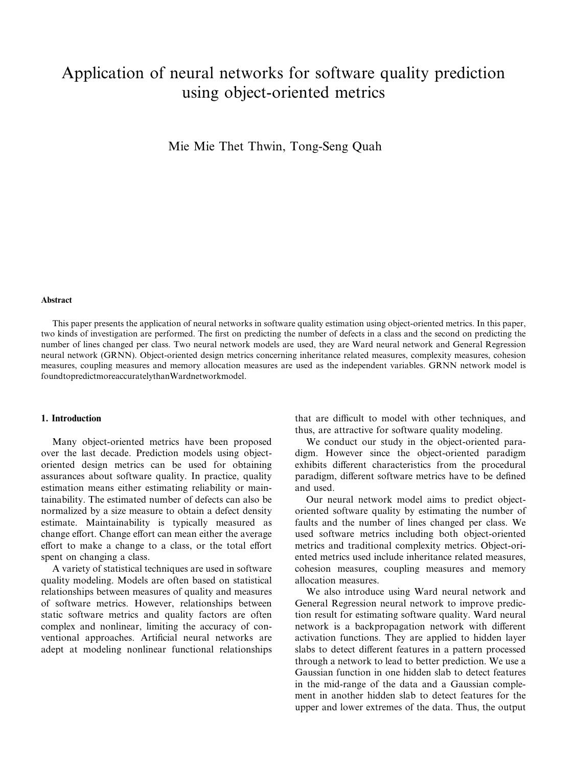# Application of neural networks for software quality prediction using object-oriented metrics

Mie Mie Thet Thwin, Tong-Seng Quah

## Abstract

This paper presents the application of neural networks in software quality estimation using object-oriented metrics. In this paper, two kinds of investigation are performed. The first on predicting the number of defects in a class and the second on predicting the number of lines changed per class. Two neural network models are used, they are Ward neural network and General Regression neural network (GRNN). Object-oriented design metrics concerning inheritance related measures, complexity measures, cohesion measures, coupling measures and memory allocation measures are used as the independent variables. GRNN network model is foundtopredictmoreaccuratelythanWardnetworkmodel.

## 1. Introduction

Many object-oriented metrics have been proposed over the last decade. Prediction models using object-oriented design metrics can be used for obtaining assurances about software quality. In practice, quality estimation means either estimating reliability or maintainability. The estimated number of defects can also be normalized by a size measure to obtain a defect density estimate. Maintainability is typically measured as change effort. Change effort can mean either the average effort to make a change to a class, or the total effort spent on changing a class.

A variety of statistical techniques are used in software quality modeling. Models are often based on statistical relationships between measures of quality and measures of software metrics. However, relationships between static software metrics and quality factors are often complex and nonlinear, limiting the accuracy of conventional approaches. Artificial neural networks are adept at modeling nonlinear functional relationships that are difficult to model with other techniques, and thus, are attractive for software quality modeling.

We conduct our study in the object-oriented paradigm. However since the object-oriented paradigm exhibits different characteristics from the procedural paradigm, different software metrics have to be defined and used.

Our neural network model aims to predict object-oriented software quality by estimating the number of faults and the number of lines changed per class. We used software metrics including both object-oriented metrics and traditional complexity metrics. Object-oriented metrics used include inheritance related measures, cohesion measures, coupling measures and memory allocation measures.

We also introduce using Ward neural network and General Regression neural network to improve prediction result for estimating software quality. Ward neural network is a backpropagation network with different activation functions. They are applied to hidden layer slabs to detect different features in a pattern processed through a network to lead to better prediction. We use a Gaussian function in one hidden slab to detect features in the mid-range of the data and a Gaussian complement in another hidden slab to detect features for the upper and lower extremes of the data. Thus, the output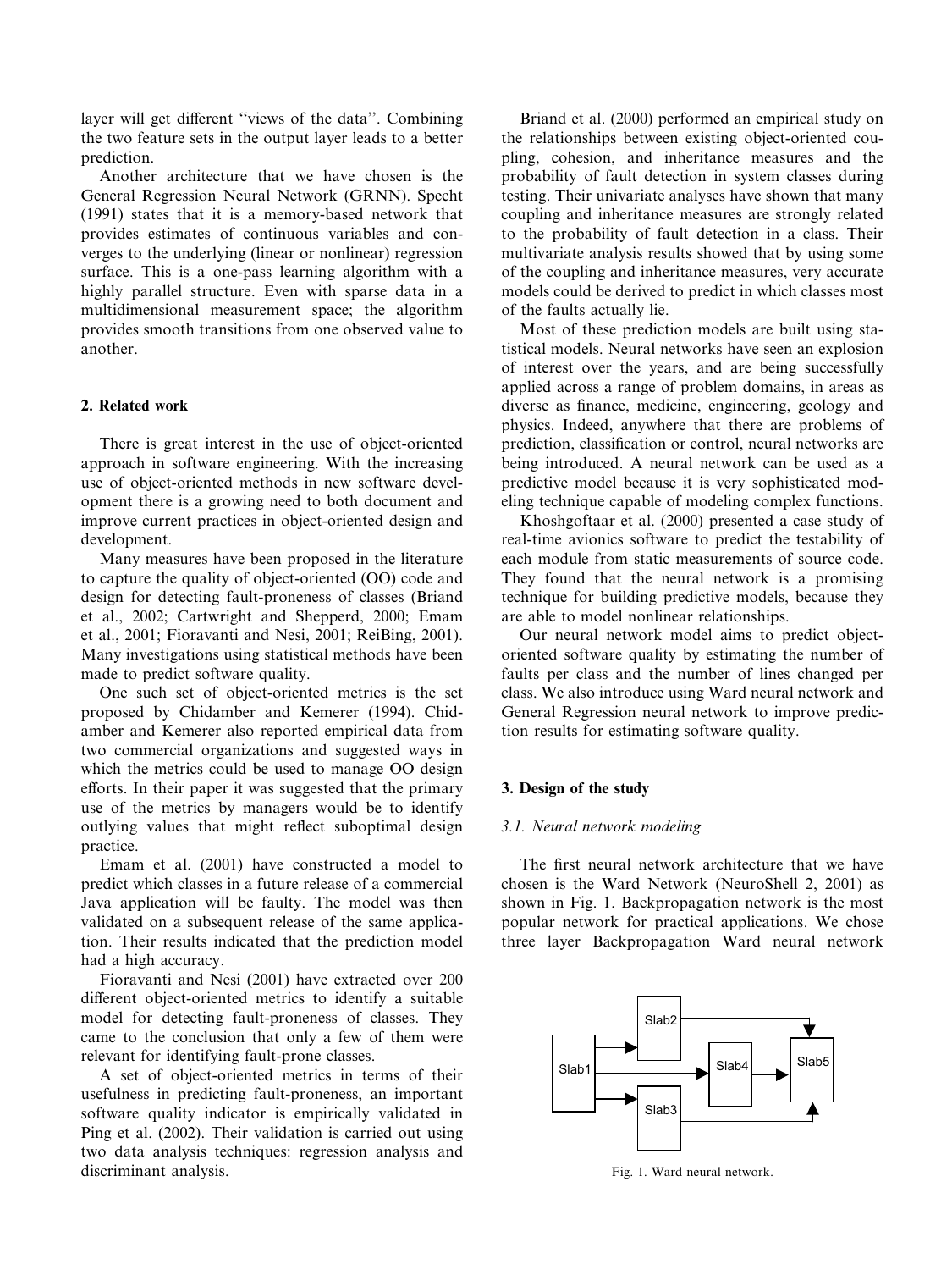layer will get different ''views of the data''. Combining the two feature sets in the output layer leads to a better prediction.

Another architecture that we have chosen is the General Regression Neural Network (GRNN). Specht (1991) states that it is a memory-based network that provides estimates of continuous variables and converges to the underlying (linear or nonlinear) regression surface. This is a one-pass learning algorithm with a highly parallel structure. Even with sparse data in a multidimensional measurement space; the algorithm provides smooth transitions from one observed value to another.

## 2. Related work

There is great interest in the use of object-oriented approach in software engineering. With the increasing use of object-oriented methods in new software development there is a growing need to both document and improve current practices in object-oriented design and development.

Many measures have been proposed in the literature to capture the quality of object-oriented (OO) code and design for detecting fault-proneness of classes (Briand et al., 2002; Cartwright and Shepperd, 2000; Emam et al., 2001; Fioravanti and Nesi, 2001; ReiBing, 2001). Many investigations using statistical methods have been made to predict software quality.

One such set of object-oriented metrics is the set proposed by Chidamber and Kemerer (1994). Chidamber and Kemerer also reported empirical data from two commercial organizations and suggested ways in which the metrics could be used to manage OO design efforts. In their paper it was suggested that the primary use of the metrics by managers would be to identify outlying values that might reflect suboptimal design practice.

Emam et al. (2001) have constructed a model to predict which classes in a future release of a commercial Java application will be faulty. The model was then validated on a subsequent release of the same application. Their results indicated that the prediction model had a high accuracy.

Fioravanti and Nesi (2001) have extracted over 200 different object-oriented metrics to identify a suitable model for detecting fault-proneness of classes. They came to the conclusion that only a few of them were relevant for identifying fault-prone classes.

A set of object-oriented metrics in terms of their usefulness in predicting fault-proneness, an important software quality indicator is empirically validated in Ping et al. (2002). Their validation is carried out using two data analysis techniques: regression analysis and discriminant analysis.

Briand et al. (2000) performed an empirical study on the relationships between existing object-oriented coupling, cohesion, and inheritance measures and the probability of fault detection in system classes during testing. Their univariate analyses have shown that many coupling and inheritance measures are strongly related to the probability of fault detection in a class. Their multivariate analysis results showed that by using some of the coupling and inheritance measures, very accurate models could be derived to predict in which classes most of the faults actually lie.

Most of these prediction models are built using statistical models. Neural networks have seen an explosion of interest over the years, and are being successfully applied across a range of problem domains, in areas as diverse as finance, medicine, engineering, geology and physics. Indeed, anywhere that there are problems of prediction, classification or control, neural networks are being introduced. A neural network can be used as a predictive model because it is very sophisticated modeling technique capable of modeling complex functions.

Khoshgoftaar et al. (2000) presented a case study of real-time avionics software to predict the testability of each module from static measurements of source code. They found that the neural network is a promising technique for building predictive models, because they are able to model nonlinear relationships.

Our neural network model aims to predict object-oriented software quality by estimating the number of faults per class and the number of lines changed per class. We also introduce using Ward neural network and General Regression neural network to improve prediction results for estimating software quality.

## 3. Design of the study

### 3.1. Neural network modeling

The first neural network architecture that we have chosen is the Ward Network (NeuroShell 2, 2001) as shown in Fig. 1. Backpropagation network is the most popular network for practical applications. We chose three layer Backpropagation Ward neural network

Slab1 Slab2 Slab3 Slab4 Slab5

Fig. 1. Ward neural network.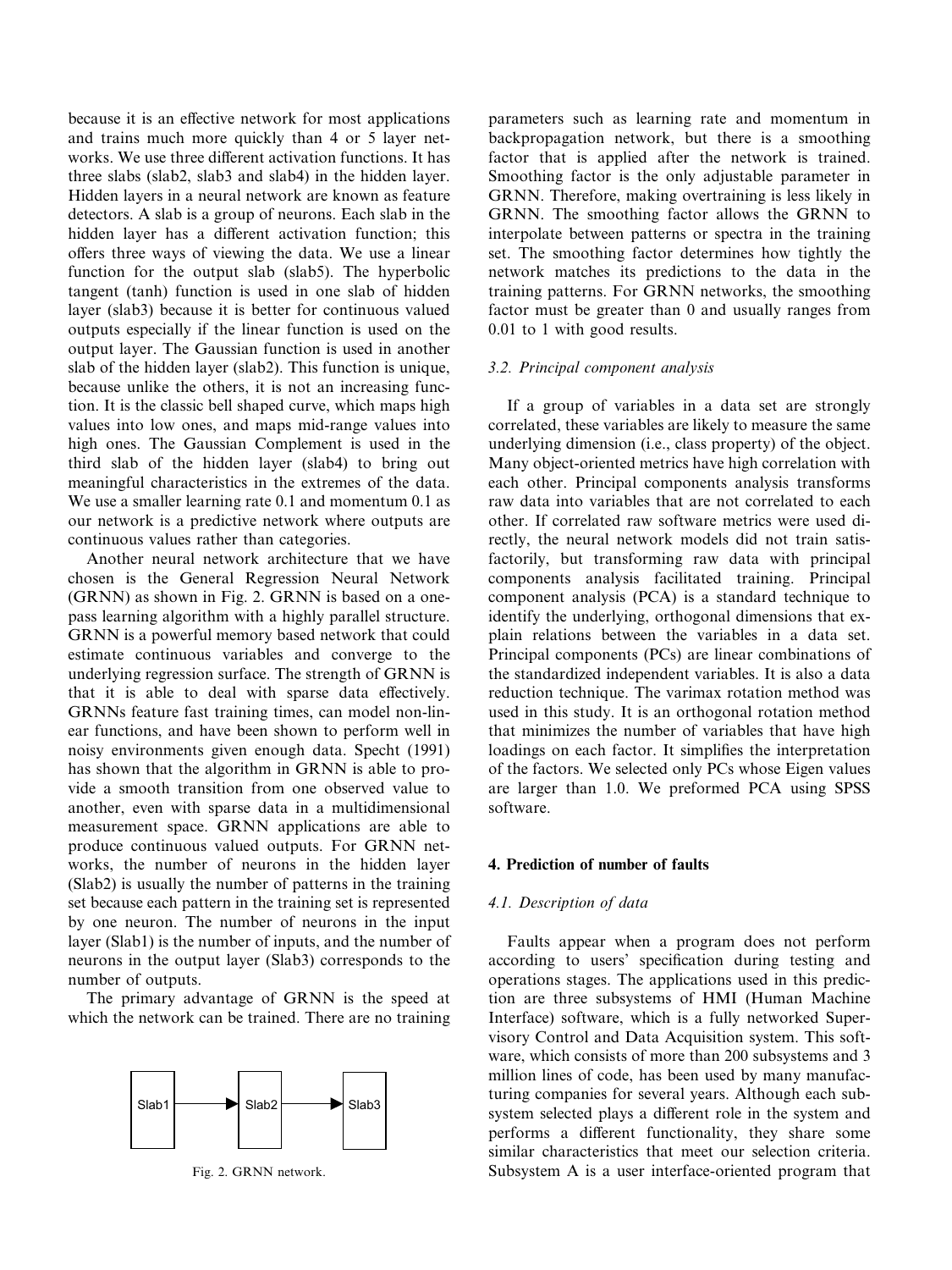because it is an effective network for most applications and trains much more quickly than 4 or 5 layer networks. We use three different activation functions. It has three slabs (slab2, slab3 and slab4) in the hidden layer. Hidden layers in a neural network are known as feature detectors. A slab is a group of neurons. Each slab in the hidden layer has a different activation function; this offers three ways of viewing the data. We use a linear function for the output slab (slab5). The hyperbolic tangent (tanh) function is used in one slab of hidden layer (slab3) because it is better for continuous valued outputs especially if the linear function is used on the output layer. The Gaussian function is used in another slab of the hidden layer (slab2). This function is unique, because unlike the others, it is not an increasing function. It is the classic bell shaped curve, which maps high values into low ones, and maps mid-range values into high ones. The Gaussian Complement is used in the third slab of the hidden layer (slab4) to bring out meaningful characteristics in the extremes of the data. We use a smaller learning rate 0.1 and momentum 0.1 as our network is a predictive network where outputs are continuous values rather than categories.

Another neural network architecture that we have chosen is the General Regression Neural Network (GRNN) as shown in Fig. 2. GRNN is based on a one-pass learning algorithm with a highly parallel structure. GRNN is a powerful memory based network that could estimate continuous variables and converge to the underlying regression surface. The strength of GRNN is that it is able to deal with sparse data effectively. GRNNs feature fast training times, can model non-linear functions, and have been shown to perform well in noisy environments given enough data. Specht (1991) has shown that the algorithm in GRNN is able to provide a smooth transition from one observed value to another, even with sparse data in a multidimensional measurement space. GRNN applications are able to produce continuous valued outputs. For GRNN networks, the number of neurons in the hidden layer (Slab2) is usually the number of patterns in the training set because each pattern in the training set is represented by one neuron. The number of neurons in the input layer (Slab1) is the number of inputs, and the number of neurons in the output layer (Slab3) corresponds to the number of outputs.

The primary advantage of GRNN is the speed at which the network can be trained. There are no training

Slab1
Slab2
Slab3

Fig. 2. GRNN network.

parameters such as learning rate and momentum in backpropagation network, but there is a smoothing factor that is applied after the network is trained. Smoothing factor is the only adjustable parameter in GRNN. Therefore, making overtraining is less likely in GRNN. The smoothing factor allows the GRNN to interpolate between patterns or spectra in the training set. The smoothing factor determines how tightly the network matches its predictions to the data in the training patterns. For GRNN networks, the smoothing factor must be greater than 0 and usually ranges from 0.01 to 1 with good results.

### *3.2. Principal component analysis*

If a group of variables in a data set are strongly correlated, these variables are likely to measure the same underlying dimension (i.e., class property) of the object. Many object-oriented metrics have high correlation with each other. Principal components analysis transforms raw data into variables that are not correlated to each other. If correlated raw software metrics were used directly, the neural network models did not train satisfactorily, but transforming raw data with principal components analysis facilitated training. Principal component analysis (PCA) is a standard technique to identify the underlying, orthogonal dimensions that explain relations between the variables in a data set. Principal components (PCs) are linear combinations of the standardized independent variables. It is also a data reduction technique. The varimax rotation method was used in this study. It is an orthogonal rotation method that minimizes the number of variables that have high loadings on each factor. It simplifies the interpretation of the factors. We selected only PCs whose Eigen values are larger than 1.0. We preformed PCA using SPSS software.

## 4. Prediction of number of faults

### *4.1. Description of data*

Faults appear when a program does not perform according to users' specification during testing and operations stages. The applications used in this prediction are three subsystems of HMI (Human Machine Interface) software, which is a fully networked Supervisory Control and Data Acquisition system. This software, which consists of more than 200 subsystems and 3 million lines of code, has been used by many manufacturing companies for several years. Although each subsystem selected plays a different role in the system and performs a different functionality, they share some similar characteristics that meet our selection criteria. Subsystem A is a user interface-oriented program that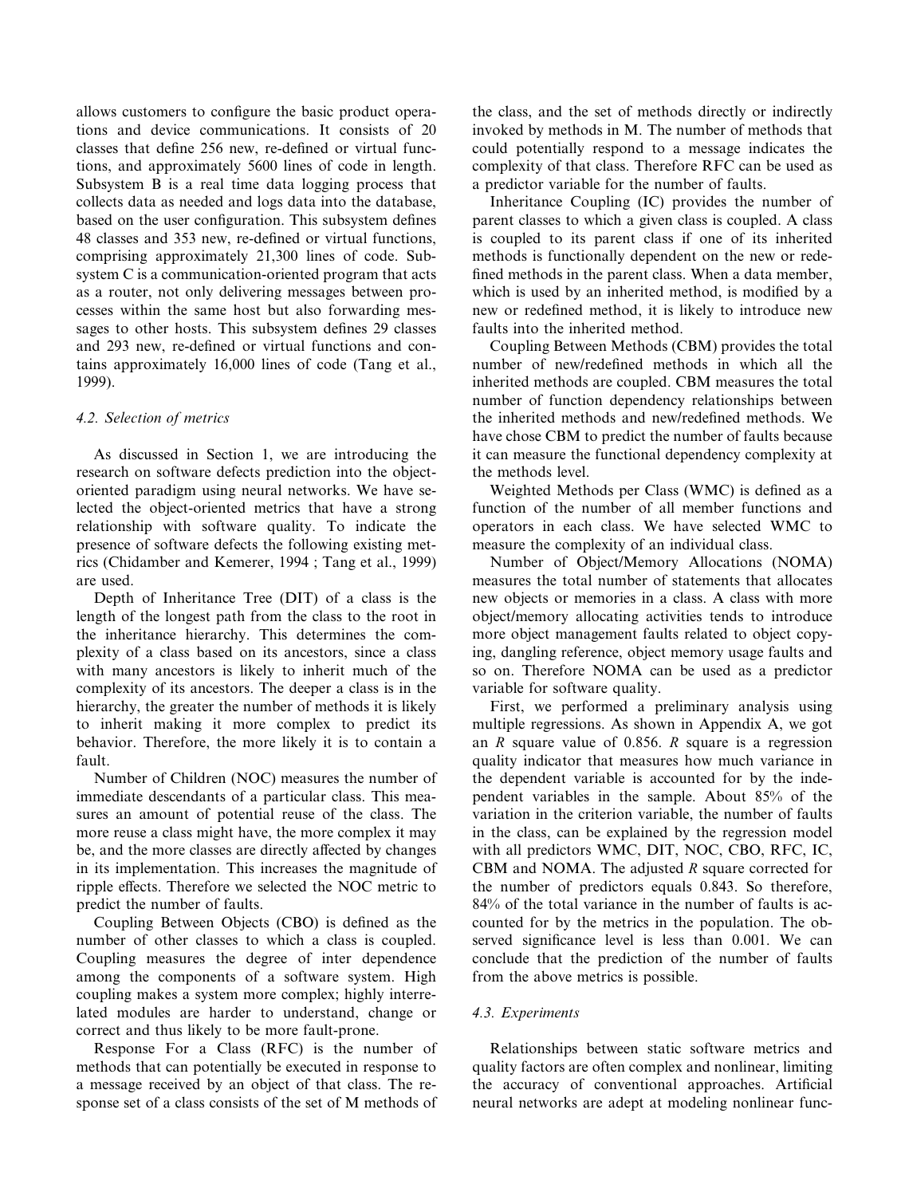allows customers to configure the basic product operations and device communications. It consists of 20 classes that define 256 new, re-defined or virtual functions, and approximately 5600 lines of code in length. Subsystem B is a real time data logging process that collects data as needed and logs data into the database, based on the user configuration. This subsystem defines 48 classes and 353 new, re-defined or virtual functions, comprising approximately 21,300 lines of code. Subsystem C is a communication-oriented program that acts as a router, not only delivering messages between processes within the same host but also forwarding messages to other hosts. This subsystem defines 29 classes and 293 new, re-defined or virtual functions and contains approximately 16,000 lines of code (Tang et al., 1999).

### 4.2. Selection of metrics

As discussed in Section 1, we are introducing the research on software defects prediction into the object-oriented paradigm using neural networks. We have selected the object-oriented metrics that have a strong relationship with software quality. To indicate the presence of software defects the following existing metrics (Chidamber and Kemerer, 1994 ; Tang et al., 1999) are used.

Depth of Inheritance Tree (DIT) of a class is the length of the longest path from the class to the root in the inheritance hierarchy. This determines the complexity of a class based on its ancestors, since a class with many ancestors is likely to inherit much of the complexity of its ancestors. The deeper a class is in the hierarchy, the greater the number of methods it is likely to inherit making it more complex to predict its behavior. Therefore, the more likely it is to contain a fault.

Number of Children (NOC) measures the number of immediate descendants of a particular class. This measures an amount of potential reuse of the class. The more reuse a class might have, the more complex it may be, and the more classes are directly affected by changes in its implementation. This increases the magnitude of ripple effects. Therefore we selected the NOC metric to predict the number of faults.

Coupling Between Objects (CBO) is defined as the number of other classes to which a class is coupled. Coupling measures the degree of inter dependence among the components of a software system. High coupling makes a system more complex; highly interrelated modules are harder to understand, change or correct and thus likely to be more fault-prone.

Response For a Class (RFC) is the number of methods that can potentially be executed in response to a message received by an object of that class. The response set of a class consists of the set of M methods of the class, and the set of methods directly or indirectly invoked by methods in M. The number of methods that could potentially respond to a message indicates the complexity of that class. Therefore RFC can be used as a predictor variable for the number of faults.

Inheritance Coupling (IC) provides the number of parent classes to which a given class is coupled. A class is coupled to its parent class if one of its inherited methods is functionally dependent on the new or redefined methods in the parent class. When a data member, which is used by an inherited method, is modified by a new or redefined method, it is likely to introduce new faults into the inherited method.

Coupling Between Methods (CBM) provides the total number of new/redefined methods in which all the inherited methods are coupled. CBM measures the total number of function dependency relationships between the inherited methods and new/redefined methods. We have chose CBM to predict the number of faults because it can measure the functional dependency complexity at the methods level.

Weighted Methods per Class (WMC) is defined as a function of the number of all member functions and operators in each class. We have selected WMC to measure the complexity of an individual class.

Number of Object/Memory Allocations (NOMA) measures the total number of statements that allocates new objects or memories in a class. A class with more object/memory allocating activities tends to introduce more object management faults related to object copying, dangling reference, object memory usage faults and so on. Therefore NOMA can be used as a predictor variable for software quality.

First, we performed a preliminary analysis using multiple regressions. As shown in Appendix A, we got an *R* square value of 0.856. *R* square is a regression quality indicator that measures how much variance in the dependent variable is accounted for by the independent variables in the sample. About 85% of the variation in the criterion variable, the number of faults in the class, can be explained by the regression model with all predictors WMC, DIT, NOC, CBO, RFC, IC, CBM and NOMA. The adjusted *R* square corrected for the number of predictors equals 0.843. So therefore, 84% of the total variance in the number of faults is accounted for by the metrics in the population. The observed significance level is less than 0.001. We can conclude that the prediction of the number of faults from the above metrics is possible.

### 4.3. Experiments

Relationships between static software metrics and quality factors are often complex and nonlinear, limiting the accuracy of conventional approaches. Artificial neural networks are adept at modeling nonlinear func-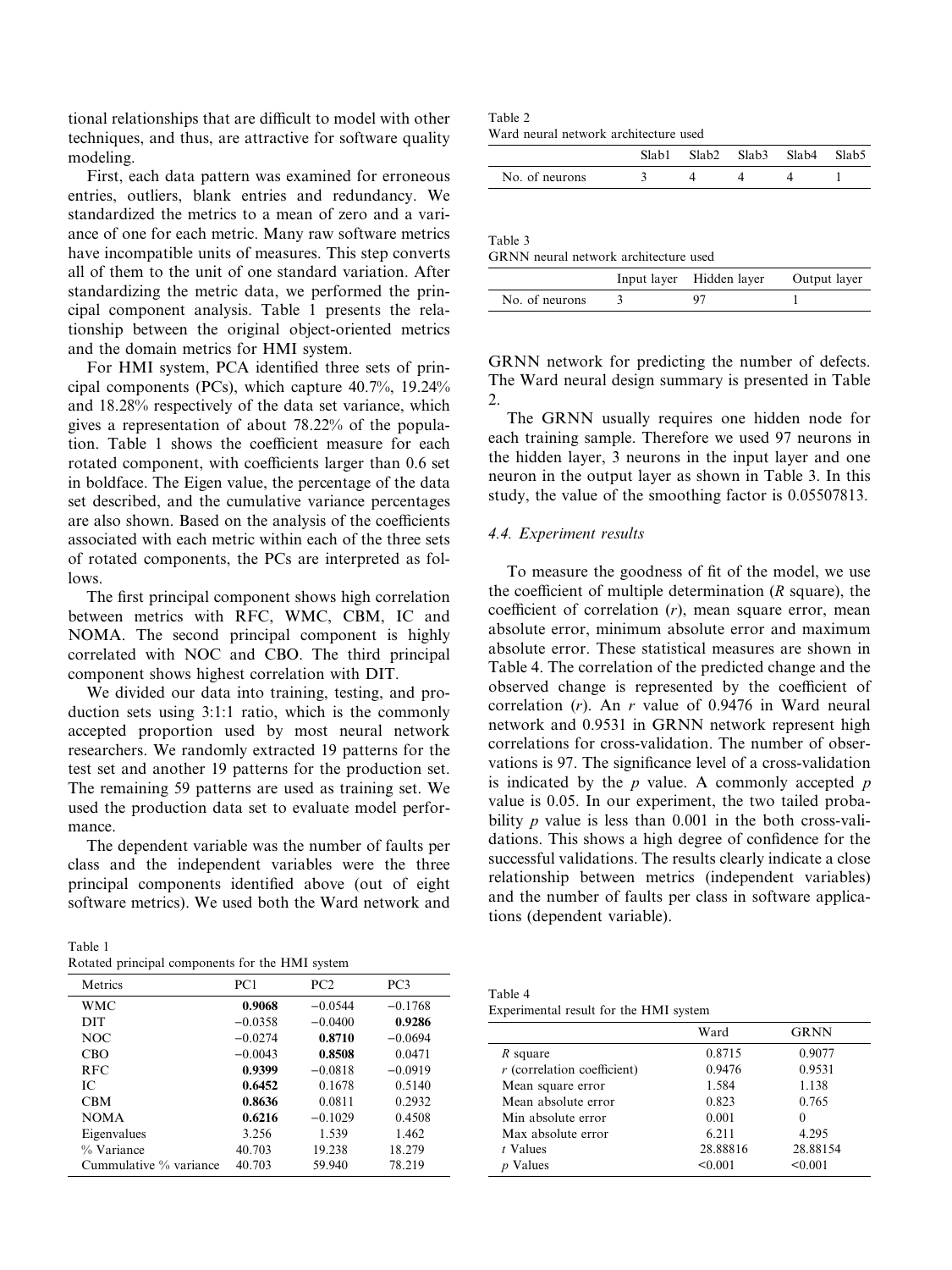tional relationships that are difficult to model with other techniques, and thus, are attractive for software quality modeling.

First, each data pattern was examined for erroneous entries, outliers, blank entries and redundancy. We standardized the metrics to a mean of zero and a variance of one for each metric. Many raw software metrics have incompatible units of measures. This step converts all of them to the unit of one standard variation. After standardizing the metric data, we performed the principal component analysis. Table 1 presents the relationship between the original object-oriented metrics and the domain metrics for HMI system.

For HMI system, PCA identified three sets of principal components (PCs), which capture 40.7%, 19.24% and 18.28% respectively of the data set variance, which gives a representation of about 78.22% of the population. Table 1 shows the coefficient measure for each rotated component, with coefficients larger than 0.6 set in boldface. The Eigen value, the percentage of the data set described, and the cumulative variance percentages are also shown. Based on the analysis of the coefficients associated with each metric within each of the three sets of rotated components, the PCs are interpreted as follows.

The first principal component shows high correlation between metrics with RFC, WMC, CBM, IC and NOMA. The second principal component is highly correlated with NOC and CBO. The third principal component shows highest correlation with DIT.

We divided our data into training, testing, and production sets using 3:1:1 ratio, which is the commonly accepted proportion used by most neural network researchers. We randomly extracted 19 patterns for the test set and another 19 patterns for the production set. The remaining 59 patterns are used as training set. We used the production data set to evaluate model performance.

The dependent variable was the number of faults per class and the independent variables were the three principal components identified above (out of eight software metrics). We used both the Ward network and GRNN network for predicting the number of defects. The Ward neural design summary is presented in Table 2.

Table 1
Rotated principal components for the HMI system

| Metrics | PC1 | PC2 | PC3 |
|---|---|---|---|
| WMC | **0.9068** | −0.0544 | −0.1768 |
| DIT | −0.0358 | −0.0400 | **0.9286** |
| NOC | −0.0274 | **0.8710** | −0.0694 |
| CBO | −0.0043 | **0.8508** | 0.0471 |
| RFC | **0.9399** | −0.0818 | −0.0919 |
| IC | **0.6452** | 0.1678 | 0.5140 |
| CBM | **0.8636** | 0.0811 | 0.2932 |
| NOMA | **0.6216** | −0.1029 | 0.4508 |
| Eigenvalues | 3.256 | 1.539 | 1.462 |
| % Variance | 40.703 | 19.238 | 18.279 |
| Cummulative % variance | 40.703 | 59.940 | 78.219 |

Table 2
Ward neural network architecture used

| | Slab1 | Slab2 | Slab3 | Slab4 | Slab5 |
|---|---|---|---|---|---|
| No. of neurons | 3 | 4 | 4 | 4 | 1 |

Table 3
GRNN neural network architecture used

| | Input layer | Hidden layer | Output layer |
|---|---|---|---|
| No. of neurons | 3 | 97 | 1 |

The GRNN usually requires one hidden node for each training sample. Therefore we used 97 neurons in the hidden layer, 3 neurons in the input layer and one neuron in the output layer as shown in Table 3. In this study, the value of the smoothing factor is 0.05507813.

### 4.4. Experiment results

To measure the goodness of fit of the model, we use the coefficient of multiple determination ($R$ square), the coefficient of correlation ($r$), mean square error, mean absolute error, minimum absolute error and maximum absolute error. These statistical measures are shown in Table 4. The correlation of the predicted change and the observed change is represented by the coefficient of correlation ($r$). An $r$ value of 0.9476 in Ward neural network and 0.9531 in GRNN network represent high correlations for cross-validation. The number of observations is 97. The significance level of a cross-validation is indicated by the $p$ value. A commonly accepted $p$ value is 0.05. In our experiment, the two tailed probability $p$ value is less than 0.001 in the both cross-validations. This shows a high degree of confidence for the successful validations. The results clearly indicate a close relationship between metrics (independent variables) and the number of faults per class in software applications (dependent variable).

Table 4
Experimental result for the HMI system

| | Ward | GRNN |
|---|---|---|
| $R$ square | 0.8715 | 0.9077 |
| $r$ (correlation coefficient) | 0.9476 | 0.9531 |
| Mean square error | 1.584 | 1.138 |
| Mean absolute error | 0.823 | 0.765 |
| Min absolute error | 0.001 | 0 |
| Max absolute error | 6.211 | 4.295 |
| $t$ Values | 28.88816 | 28.88154 |
| $p$ Values | <0.001 | <0.001 |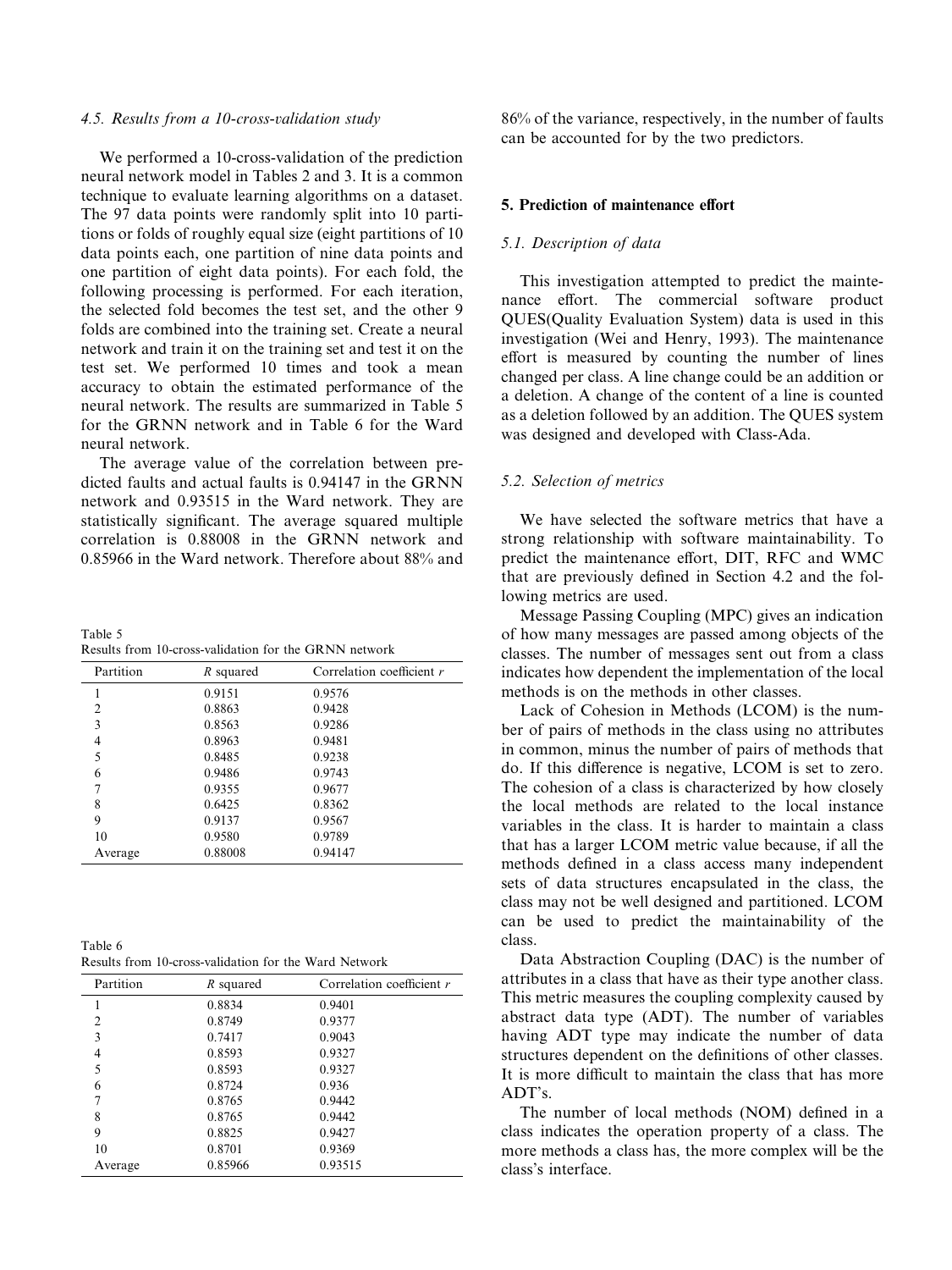### 4.5. Results from a 10-cross-validation study

We performed a 10-cross-validation of the prediction neural network model in Tables 2 and 3. It is a common technique to evaluate learning algorithms on a dataset. The 97 data points were randomly split into 10 partitions or folds of roughly equal size (eight partitions of 10 data points each, one partition of nine data points and one partition of eight data points). For each fold, the following processing is performed. For each iteration, the selected fold becomes the test set, and the other 9 folds are combined into the training set. Create a neural network and train it on the training set and test it on the test set. We performed 10 times and took a mean accuracy to obtain the estimated performance of the neural network. The results are summarized in Table 5 for the GRNN network and in Table 6 for the Ward neural network.

The average value of the correlation between predicted faults and actual faults is 0.94147 in the GRNN network and 0.93515 in the Ward network. They are statistically significant. The average squared multiple correlation is 0.88008 in the GRNN network and 0.85966 in the Ward network. Therefore about 88% and 86% of the variance, respectively, in the number of faults can be accounted for by the two predictors.

Table 5
Results from 10-cross-validation for the GRNN network

| Partition | $R$ squared | Correlation coefficient $r$ |
|---|---|---|
| 1 | 0.9151 | 0.9576 |
| 2 | 0.8863 | 0.9428 |
| 3 | 0.8563 | 0.9286 |
| 4 | 0.8963 | 0.9481 |
| 5 | 0.8485 | 0.9238 |
| 6 | 0.9486 | 0.9743 |
| 7 | 0.9355 | 0.9677 |
| 8 | 0.6425 | 0.8362 |
| 9 | 0.9137 | 0.9567 |
| 10 | 0.9580 | 0.9789 |
| Average | 0.88008 | 0.94147 |

Table 6
Results from 10-cross-validation for the Ward Network

| Partition | $R$ squared | Correlation coefficient $r$ |
|---|---|---|
| 1 | 0.8834 | 0.9401 |
| 2 | 0.8749 | 0.9377 |
| 3 | 0.7417 | 0.9043 |
| 4 | 0.8593 | 0.9327 |
| 5 | 0.8593 | 0.9327 |
| 6 | 0.8724 | 0.936 |
| 7 | 0.8765 | 0.9442 |
| 8 | 0.8765 | 0.9442 |
| 9 | 0.8825 | 0.9427 |
| 10 | 0.8701 | 0.9369 |
| Average | 0.85966 | 0.93515 |

## 5. Prediction of maintenance effort

### 5.1. Description of data

This investigation attempted to predict the maintenance effort. The commercial software product QUES(Quality Evaluation System) data is used in this investigation (Wei and Henry, 1993). The maintenance effort is measured by counting the number of lines changed per class. A line change could be an addition or a deletion. A change of the content of a line is counted as a deletion followed by an addition. The QUES system was designed and developed with Class-Ada.

### 5.2. Selection of metrics

We have selected the software metrics that have a strong relationship with software maintainability. To predict the maintenance effort, DIT, RFC and WMC that are previously defined in Section 4.2 and the following metrics are used.

Message Passing Coupling (MPC) gives an indication of how many messages are passed among objects of the classes. The number of messages sent out from a class indicates how dependent the implementation of the local methods is on the methods in other classes.

Lack of Cohesion in Methods (LCOM) is the number of pairs of methods in the class using no attributes in common, minus the number of pairs of methods that do. If this difference is negative, LCOM is set to zero. The cohesion of a class is characterized by how closely the local methods are related to the local instance variables in the class. It is harder to maintain a class that has a larger LCOM metric value because, if all the methods defined in a class access many independent sets of data structures encapsulated in the class, the class may not be well designed and partitioned. LCOM can be used to predict the maintainability of the class.

Data Abstraction Coupling (DAC) is the number of attributes in a class that have as their type another class. This metric measures the coupling complexity caused by abstract data type (ADT). The number of variables having ADT type may indicate the number of data structures dependent on the definitions of other classes. It is more difficult to maintain the class that has more ADT's.

The number of local methods (NOM) defined in a class indicates the operation property of a class. The more methods a class has, the more complex will be the class's interface.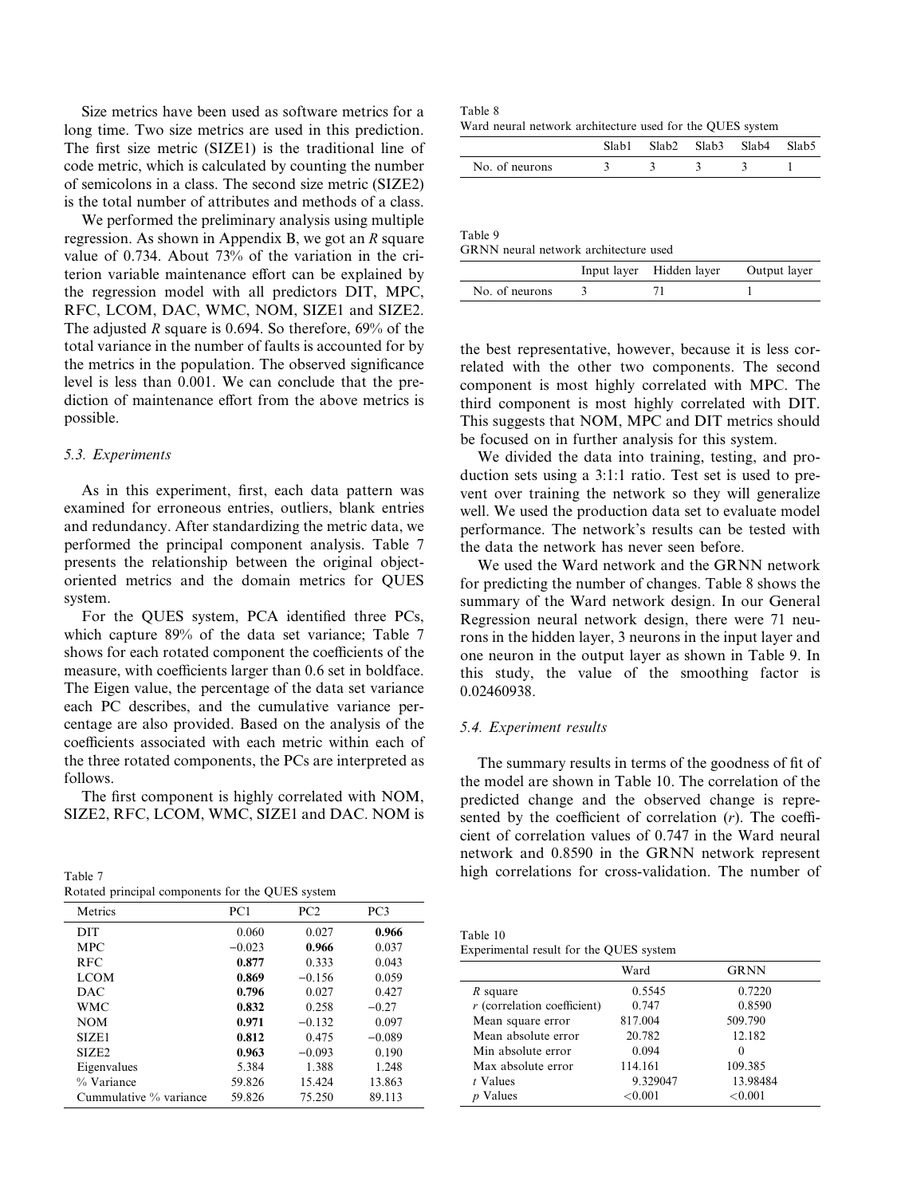Size metrics have been used as software metrics for a long time. Two size metrics are used in this prediction. The first size metric (SIZE1) is the traditional line of code metric, which is calculated by counting the number of semicolons in a class. The second size metric (SIZE2) is the total number of attributes and methods of a class.

We performed the preliminary analysis using multiple regression. As shown in Appendix B, we got an $R$ square value of 0.734. About 73% of the variation in the criterion variable maintenance effort can be explained by the regression model with all predictors DIT, MPC, RFC, LCOM, DAC, WMC, NOM, SIZE1 and SIZE2. The adjusted $R$ square is 0.694. So therefore, 69% of the total variance in the number of faults is accounted for by the metrics in the population. The observed significance level is less than 0.001. We can conclude that the prediction of maintenance effort from the above metrics is possible.

### 5.3. Experiments

As in this experiment, first, each data pattern was examined for erroneous entries, outliers, blank entries and redundancy. After standardizing the metric data, we performed the principal component analysis. Table 7 presents the relationship between the original object-oriented metrics and the domain metrics for QUES system.

For the QUES system, PCA identified three PCs, which capture 89% of the data set variance; Table 7 shows for each rotated component the coefficients of the measure, with coefficients larger than 0.6 set in boldface. The Eigen value, the percentage of the data set variance each PC describes, and the cumulative variance percentage are also provided. Based on the analysis of the coefficients associated with each metric within each of the three rotated components, the PCs are interpreted as follows.

The first component is highly correlated with NOM, SIZE2, RFC, LCOM, WMC, SIZE1 and DAC. NOM is the best representative, however, because it is less correlated with the other two components. The second component is most highly correlated with MPC. The third component is most highly correlated with DIT. This suggests that NOM, MPC and DIT metrics should be focused on in further analysis for this system.

Table 7
Rotated principal components for the QUES system

| Metrics | PC1 | PC2 | PC3 |
|---|---|---|---|
| DIT | 0.060 | 0.027 | **0.966** |
| MPC | −0.023 | **0.966** | 0.037 |
| RFC | **0.877** | 0.333 | 0.043 |
| LCOM | **0.869** | −0.156 | 0.059 |
| DAC | **0.796** | 0.027 | 0.427 |
| WMC | **0.832** | 0.258 | −0.27 |
| NOM | **0.971** | −0.132 | 0.097 |
| SIZE1 | **0.812** | 0.475 | −0.089 |
| SIZE2 | **0.963** | −0.093 | 0.190 |
| Eigenvalues | 5.384 | 1.388 | 1.248 |
| % Variance | 59.826 | 15.424 | 13.863 |
| Cummulative % variance | 59.826 | 75.250 | 89.113 |

Table 8
Ward neural network architecture used for the QUES system

| | Slab1 | Slab2 | Slab3 | Slab4 | Slab5 |
|---|---|---|---|---|---|
| No. of neurons | 3 | 3 | 3 | 3 | 1 |

Table 9
GRNN neural network architecture used

| | Input layer | Hidden layer | Output layer |
|---|---|---|---|
| No. of neurons | 3 | 71 | 1 |

We divided the data into training, testing, and production sets using a 3:1:1 ratio. Test set is used to prevent over training the network so they will generalize well. We used the production data set to evaluate model performance. The network's results can be tested with the data the network has never seen before.

We used the Ward network and the GRNN network for predicting the number of changes. Table 8 shows the summary of the Ward network design. In our General Regression neural network design, there were 71 neurons in the hidden layer, 3 neurons in the input layer and one neuron in the output layer as shown in Table 9. In this study, the value of the smoothing factor is 0.02460938.

### 5.4. Experiment results

The summary results in terms of the goodness of fit of the model are shown in Table 10. The correlation of the predicted change and the observed change is represented by the coefficient of correlation ($r$). The coefficient of correlation values of 0.747 in the Ward neural network and 0.8590 in the GRNN network represent high correlations for cross-validation. The number of

Table 10
Experimental result for the QUES system

| | Ward | GRNN |
|---|---|---|
| $R$ square | 0.5545 | 0.7220 |
| $r$ (correlation coefficient) | 0.747 | 0.8590 |
| Mean square error | 817.004 | 509.790 |
| Mean absolute error | 20.782 | 12.182 |
| Min absolute error | 0.094 | 0 |
| Max absolute error | 114.161 | 109.385 |
| $t$ Values | 9.329047 | 13.98484 |
| $p$ Values | <0.001 | <0.001 |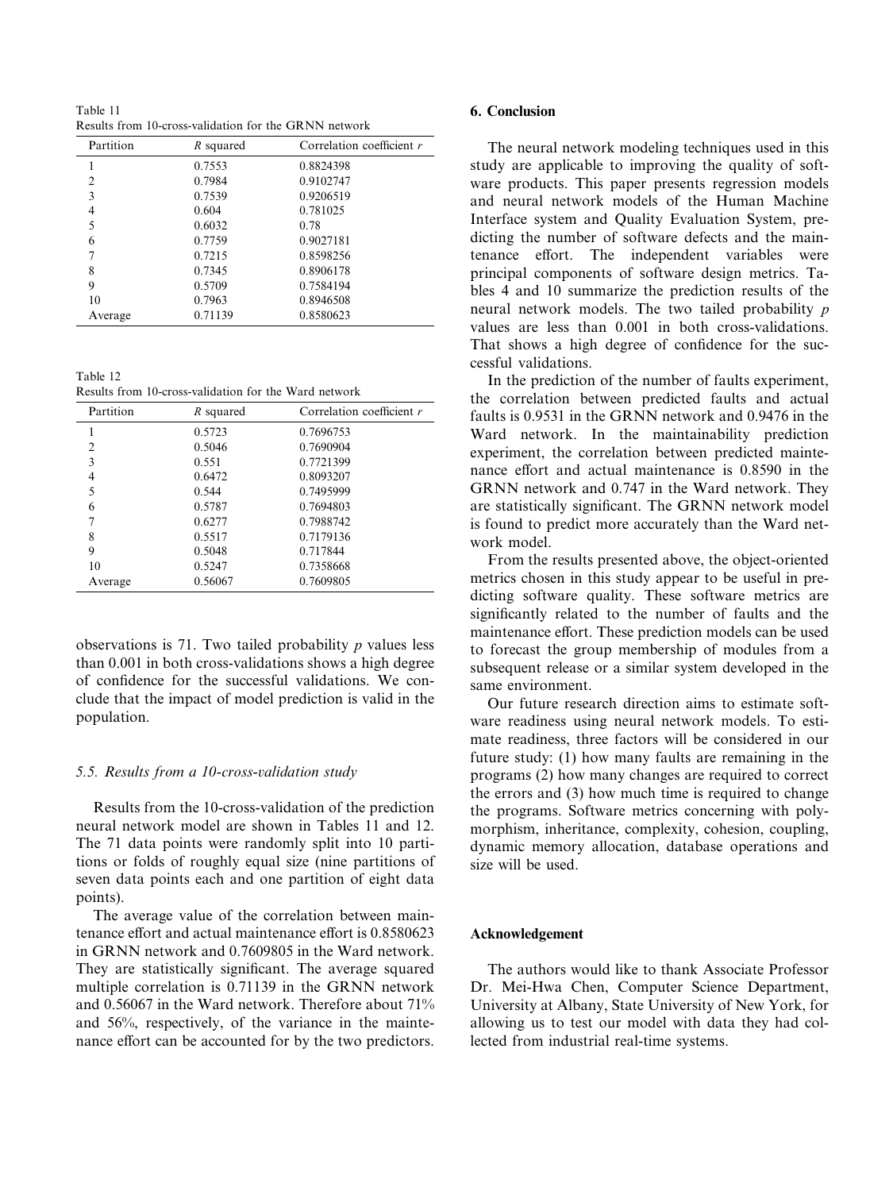Table 11
Results from 10-cross-validation for the GRNN network

| Partition | $R$ squared | Correlation coefficient $r$ |
|---|---|---|
| 1 | 0.7553 | 0.8824398 |
| 2 | 0.7984 | 0.9102747 |
| 3 | 0.7539 | 0.9206519 |
| 4 | 0.604 | 0.781025 |
| 5 | 0.6032 | 0.78 |
| 6 | 0.7759 | 0.9027181 |
| 7 | 0.7215 | 0.8598256 |
| 8 | 0.7345 | 0.8906178 |
| 9 | 0.5709 | 0.7584194 |
| 10 | 0.7963 | 0.8946508 |
| Average | 0.71139 | 0.8580623 |

Table 12
Results from 10-cross-validation for the Ward network

| Partition | $R$ squared | Correlation coefficient $r$ |
|---|---|---|
| 1 | 0.5723 | 0.7696753 |
| 2 | 0.5046 | 0.7690904 |
| 3 | 0.551 | 0.7721399 |
| 4 | 0.6472 | 0.8093207 |
| 5 | 0.544 | 0.7495999 |
| 6 | 0.5787 | 0.7694803 |
| 7 | 0.6277 | 0.7988742 |
| 8 | 0.5517 | 0.7179136 |
| 9 | 0.5048 | 0.717844 |
| 10 | 0.5247 | 0.7358668 |
| Average | 0.56067 | 0.7609805 |

observations is 71. Two tailed probability $p$ values less than 0.001 in both cross-validations shows a high degree of confidence for the successful validations. We conclude that the impact of model prediction is valid in the population.

### 5.5. Results from a 10-cross-validation study

Results from the 10-cross-validation of the prediction neural network model are shown in Tables 11 and 12. The 71 data points were randomly split into 10 partitions or folds of roughly equal size (nine partitions of seven data points each and one partition of eight data points).

The average value of the correlation between maintenance effort and actual maintenance effort is 0.8580623 in GRNN network and 0.7609805 in the Ward network. They are statistically significant. The average squared multiple correlation is 0.71139 in the GRNN network and 0.56067 in the Ward network. Therefore about 71% and 56%, respectively, of the variance in the maintenance effort can be accounted for by the two predictors.

## 6. Conclusion

The neural network modeling techniques used in this study are applicable to improving the quality of software products. This paper presents regression models and neural network models of the Human Machine Interface system and Quality Evaluation System, predicting the number of software defects and the maintenance effort. The independent variables were principal components of software design metrics. Tables 4 and 10 summarize the prediction results of the neural network models. The two tailed probability $p$ values are less than 0.001 in both cross-validations. That shows a high degree of confidence for the successful validations.

In the prediction of the number of faults experiment, the correlation between predicted faults and actual faults is 0.9531 in the GRNN network and 0.9476 in the Ward network. In the maintainability prediction experiment, the correlation between predicted maintenance effort and actual maintenance is 0.8590 in the GRNN network and 0.747 in the Ward network. They are statistically significant. The GRNN network model is found to predict more accurately than the Ward network model.

From the results presented above, the object-oriented metrics chosen in this study appear to be useful in predicting software quality. These software metrics are significantly related to the number of faults and the maintenance effort. These prediction models can be used to forecast the group membership of modules from a subsequent release or a similar system developed in the same environment.

Our future research direction aims to estimate software readiness using neural network models. To estimate readiness, three factors will be considered in our future study: (1) how many faults are remaining in the programs (2) how many changes are required to correct the errors and (3) how much time is required to change the programs. Software metrics concerning with polymorphism, inheritance, complexity, cohesion, coupling, dynamic memory allocation, database operations and size will be used.

## Acknowledgement

The authors would like to thank Associate Professor Dr. Mei-Hwa Chen, Computer Science Department, University at Albany, State University of New York, for allowing us to test our model with data they had collected from industrial real-time systems.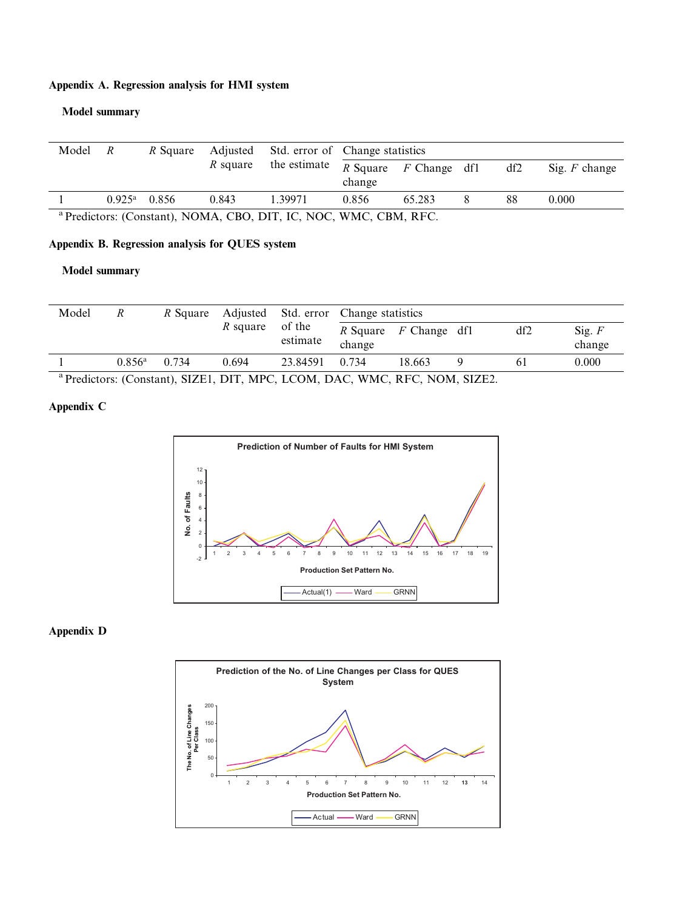## Appendix A. Regression analysis for HMI system

### Model summary

| Model | $R$ | $R$ Square | Adjusted $R$ square | Std. error of the estimate | Change statistics | | | | |
|---|---|---|---|---|---|---|---|---|---|
| | | | | | $R$ Square change | $F$ Change | df1 | df2 | Sig. $F$ change |
| 1 | 0.925[a] | 0.856 | 0.843 | 1.39971 | 0.856 | 65.283 | 8 | 88 | 0.000 |

[a] Predictors: (Constant), NOMA, CBO, DIT, IC, NOC, WMC, CBM, RFC.

## Appendix B. Regression analysis for QUES system

### Model summary

| Model | $R$ | $R$ Square | Adjusted $R$ square | Std. error of the estimate | Change statistics | | | | |
|---|---|---|---|---|---|---|---|---|---|
| | | | | | $R$ Square change | $F$ Change | df1 | df2 | Sig. $F$ change |
| 1 | 0.856[a] | 0.734 | 0.694 | 23.84591 | 0.734 | 18.663 | 9 | 61 | 0.000 |

[a] Predictors: (Constant), SIZE1, DIT, MPC, LCOM, DAC, WMC, RFC, NOM, SIZE2.

## Appendix C

## Appendix D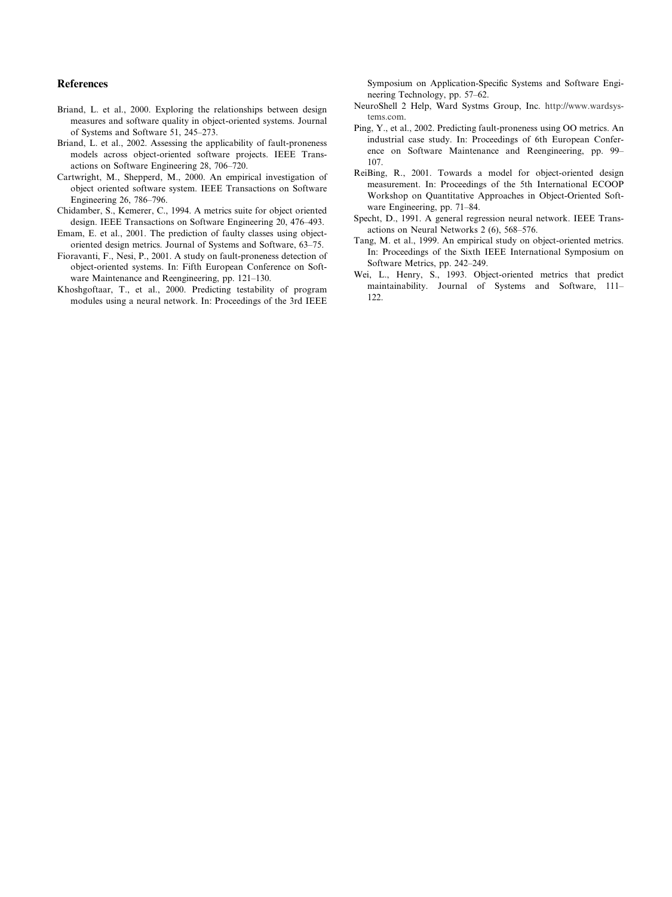## References

Briand, L. et al., 2000. Exploring the relationships between design measures and software quality in object-oriented systems. Journal of Systems and Software 51, 245–273.

Briand, L. et al., 2002. Assessing the applicability of fault-proneness models across object-oriented software projects. IEEE Transactions on Software Engineering 28, 706–720.

Cartwright, M., Shepperd, M., 2000. An empirical investigation of object oriented software system. IEEE Transactions on Software Engineering 26, 786–796.

Chidamber, S., Kemerer, C., 1994. A metrics suite for object oriented design. IEEE Transactions on Software Engineering 20, 476–493.

Emam, E. et al., 2001. The prediction of faulty classes using object-oriented design metrics. Journal of Systems and Software, 63–75.

Fioravanti, F., Nesi, P., 2001. A study on fault-proneness detection of object-oriented systems. In: Fifth European Conference on Software Maintenance and Reengineering, pp. 121–130.

Khoshgoftaar, T., et al., 2000. Predicting testability of program modules using a neural network. In: Proceedings of the 3rd IEEE Symposium on Application-Specific Systems and Software Engineering Technology, pp. 57–62.

NeuroShell 2 Help, Ward Systms Group, Inc. http://www.wardsystems.com.

Ping, Y., et al., 2002. Predicting fault-proneness using OO metrics. An industrial case study. In: Proceedings of 6th European Conference on Software Maintenance and Reengineering, pp. 99–107.

ReiBing, R., 2001. Towards a model for object-oriented design measurement. In: Proceedings of the 5th International ECOOP Workshop on Quantitative Approaches in Object-Oriented Software Engineering, pp. 71–84.

Specht, D., 1991. A general regression neural network. IEEE Transactions on Neural Networks 2 (6), 568–576.

Tang, M. et al., 1999. An empirical study on object-oriented metrics. In: Proceedings of the Sixth IEEE International Symposium on Software Metrics, pp. 242–249.

Wei, L., Henry, S., 1993. Object-oriented metrics that predict maintainability. Journal of Systems and Software, 111–122.